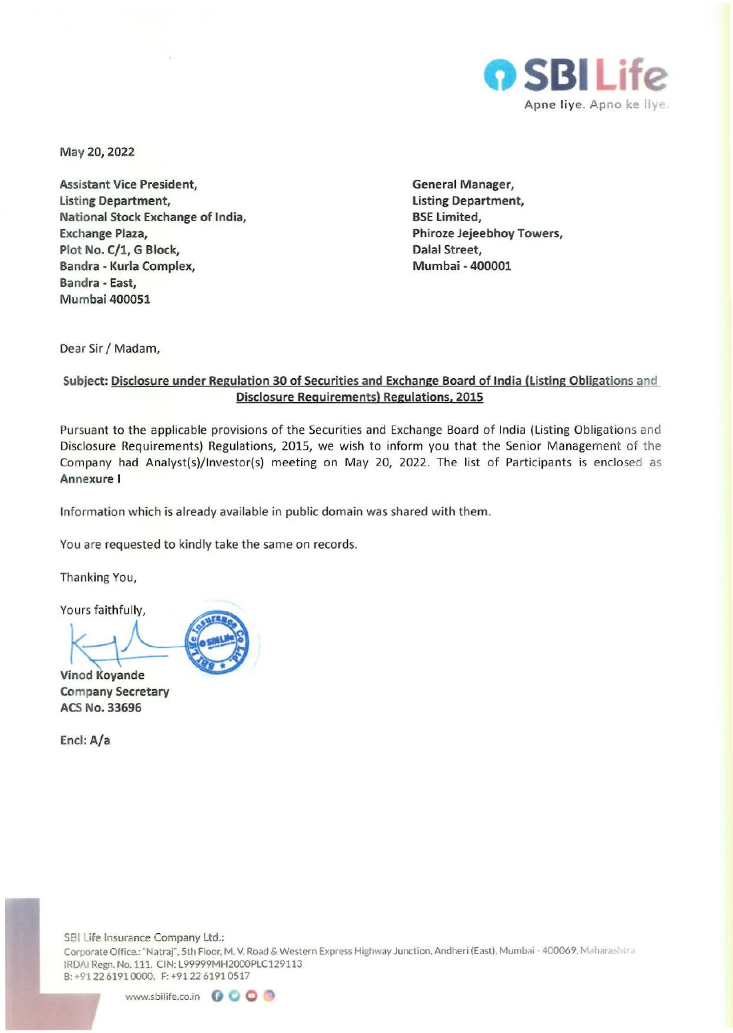May 20, 2022

**Assistant Vice President,**
**Listing Department,**
**National Stock Exchange of India,**
**Exchange Plaza,**
**Plot No. C/1, G Block,**
**Bandra - Kurla Complex,**
**Bandra - East,**
**Mumbai 400051**

**General Manager,**
**Listing Department,**
**BSE Limited,**
**Phiroze Jeejeebhoy Towers,**
**Dalal Street,**
**Mumbai - 400001**

Dear Sir / Madam,

**Subject: Disclosure under Regulation 30 of Securities and Exchange Board of India (Listing Obligations and Disclosure Requirements) Regulations, 2015**

Pursuant to the applicable provisions of the Securities and Exchange Board of India (Listing Obligations and Disclosure Requirements) Regulations, 2015, we wish to inform you that the Senior Management of the Company had Analyst(s)/Investor(s) meeting on May 20, 2022. The list of Participants is enclosed as **Annexure I**

Information which is already available in public domain was shared with them.

You are requested to kindly take the same on records.

Thanking You,

Yours faithfully,

**Vinod Koyande**
**Company Secretary**
**ACS No. 33696**

**Encl: A/a**

SBI Life Insurance Company Ltd.:
Corporate Office.: "Natraj", 5th Floor, M. V. Road & Western Express Highway Junction, Andheri (East), Mumbai - 400069, Maharashtra
IRDAI Regn. No. 111. CIN: L99999MH2000PLC129113
B: +91 22 6191 0000, F: +91 22 6191 0517

www.sbilife.co.in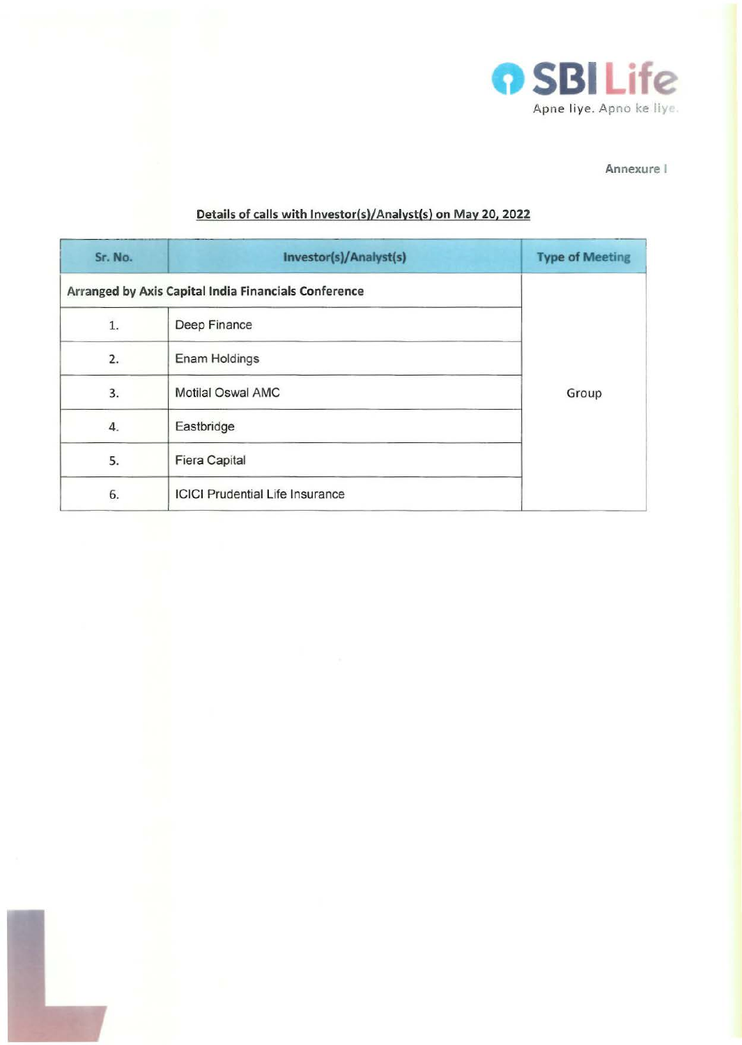SBI Life

Apne liye. Apno ke liye.

Annexure I

## Details of calls with Investor(s)/Analyst(s) on May 20, 2022

| Sr. No. | Investor(s)/Analyst(s) | Type of Meeting |
| --- | --- | --- |
| **Arranged by Axis Capital India Financials Conference** | | Group |
| 1. | Deep Finance | |
| 2. | Enam Holdings | |
| 3. | Motilal Oswal AMC | |
| 4. | Eastbridge | |
| 5. | Fiera Capital | |
| 6. | ICICI Prudential Life Insurance | |